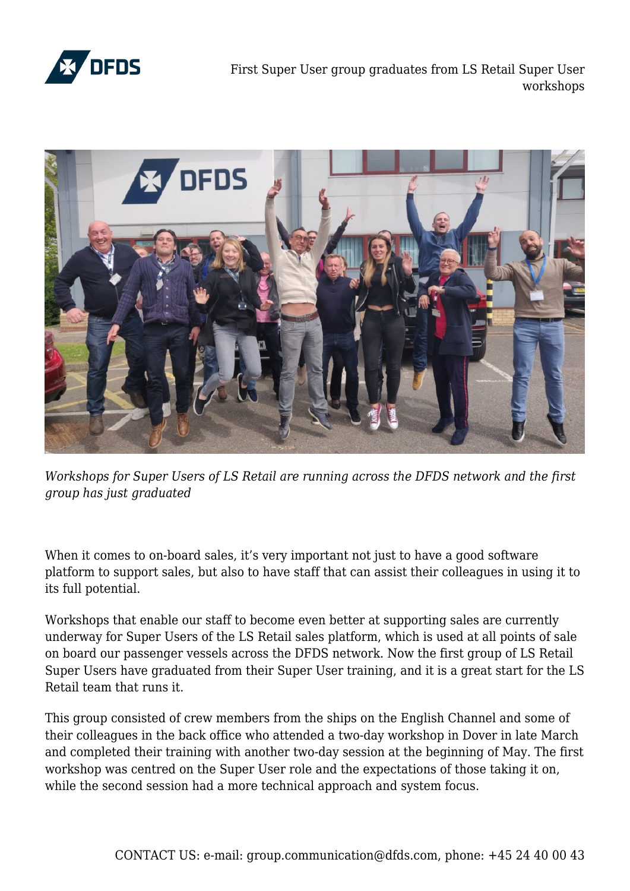# First Super User group graduates from LS Retail Super User workshops

*Workshops for Super Users of LS Retail are running across the DFDS network and the first group has just graduated*

When it comes to on-board sales, it's very important not just to have a good software platform to support sales, but also to have staff that can assist their colleagues in using it to its full potential.

Workshops that enable our staff to become even better at supporting sales are currently underway for Super Users of the LS Retail sales platform, which is used at all points of sale on board our passenger vessels across the DFDS network. Now the first group of LS Retail Super Users have graduated from their Super User training, and it is a great start for the LS Retail team that runs it.

This group consisted of crew members from the ships on the English Channel and some of their colleagues in the back office who attended a two-day workshop in Dover in late March and completed their training with another two-day session at the beginning of May. The first workshop was centred on the Super User role and the expectations of those taking it on, while the second session had a more technical approach and system focus.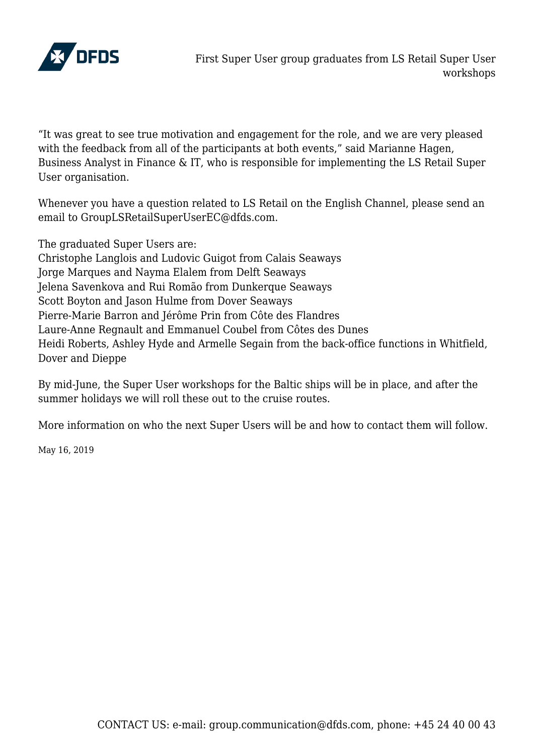“It was great to see true motivation and engagement for the role, and we are very pleased with the feedback from all of the participants at both events,” said Marianne Hagen, Business Analyst in Finance & IT, who is responsible for implementing the LS Retail Super User organisation.

Whenever you have a question related to LS Retail on the English Channel, please send an email to GroupLSRetailSuperUserEC@dfds.com.

The graduated Super Users are:
Christophe Langlois and Ludovic Guigot from Calais Seaways
Jorge Marques and Nayma Elalem from Delft Seaways
Jelena Savenkova and Rui Romão from Dunkerque Seaways
Scott Boyton and Jason Hulme from Dover Seaways
Pierre-Marie Barron and Jérôme Prin from Côte des Flandres
Laure-Anne Regnault and Emmanuel Coubel from Côtes des Dunes
Heidi Roberts, Ashley Hyde and Armelle Segain from the back-office functions in Whitfield, Dover and Dieppe

By mid-June, the Super User workshops for the Baltic ships will be in place, and after the summer holidays we will roll these out to the cruise routes.

More information on who the next Super Users will be and how to contact them will follow.

May 16, 2019